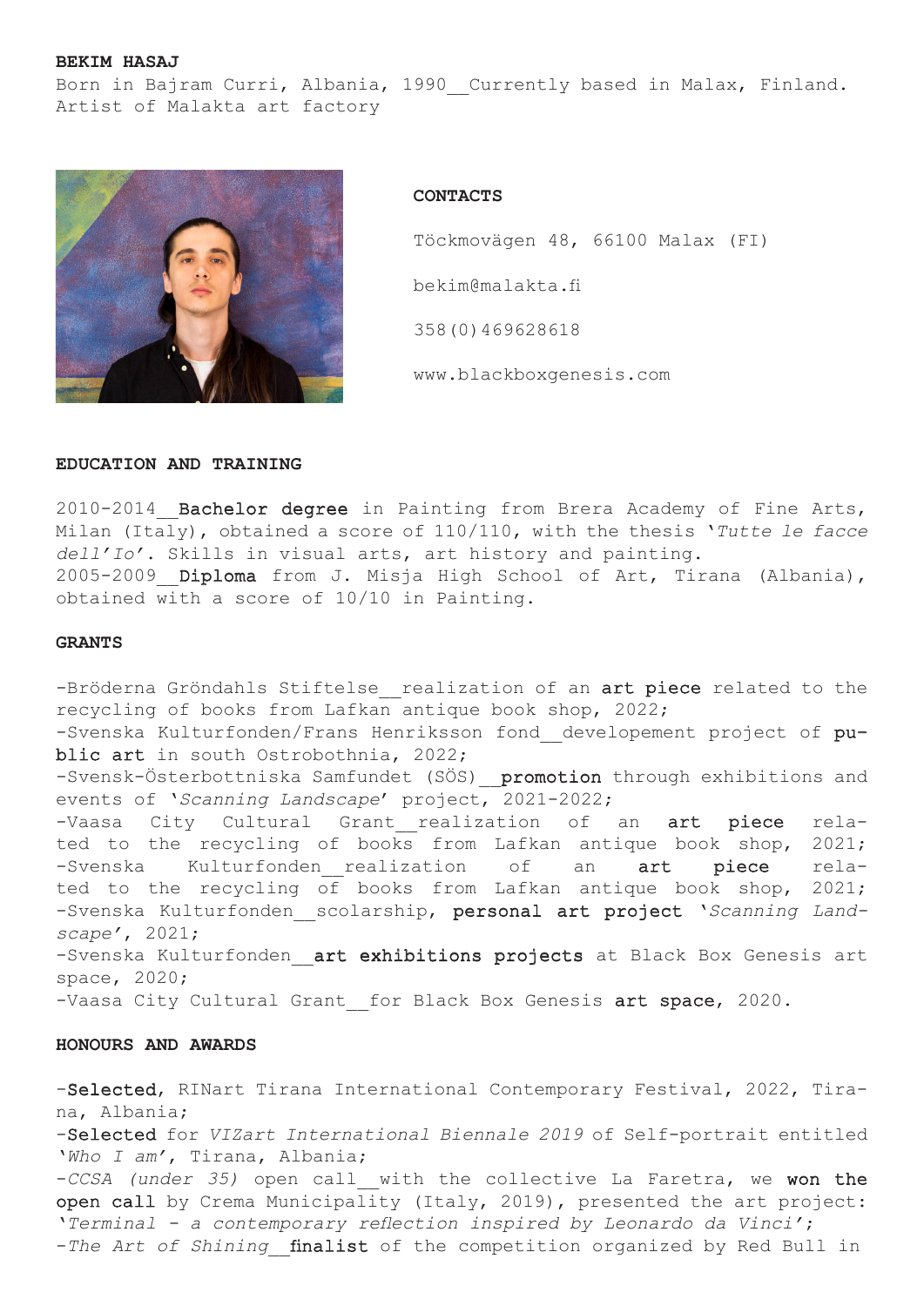**BEKIM HASAJ**

Born in Bajram Curri, Albania, 1990__Currently based in Malax, Finland.
Artist of Malakta art factory

**CONTACTS**

Töckmovägen 48, 66100 Malax (FI)

bekim@malakta.fi

358(0)469628618

www.blackboxgenesis.com

**EDUCATION AND TRAINING**

2010-2014__**Bachelor degree** in Painting from Brera Academy of Fine Arts, Milan (Italy), obtained a score of 110/110, with the thesis '*Tutte le facce dell'Io*'. Skills in visual arts, art history and painting.
2005-2009__**Diploma** from J. Misja High School of Art, Tirana (Albania), obtained with a score of 10/10 in Painting.

**GRANTS**

-Bröderna Gröndahls Stiftelse__realization of an **art piece** related to the recycling of books from Lafkan antique book shop, 2022;
-Svenska Kulturfonden/Frans Henriksson fond__developement project of **public art** in south Ostrobothnia, 2022;
-Svensk-Österbottniska Samfundet (SÖS)__**promotion** through exhibitions and events of '*Scanning Landscape*' project, 2021-2022;
-Vaasa City Cultural Grant__realization of an **art piece** related to the recycling of books from Lafkan antique book shop, 2021;
-Svenska Kulturfonden__realization of an **art piece** related to the recycling of books from Lafkan antique book shop, 2021;
-Svenska Kulturfonden__scolarship, **personal art project** '*Scanning Landscape*', 2021;
-Svenska Kulturfonden__**art exhibitions projects** at Black Box Genesis art space, 2020;
-Vaasa City Cultural Grant__for Black Box Genesis **art space**, 2020.

**HONOURS AND AWARDS**

-**Selected**, RINart Tirana International Contemporary Festival, 2022, Tirana, Albania;
-**Selected** for *VIZart International Biennale 2019* of Self-portrait entitled '*Who I am*', Tirana, Albania;
-*CCSA (under 35)* open call__with the collective La Faretra, we **won the open call** by Crema Municipality (Italy, 2019), presented the art project: '*Terminal - a contemporary reflection inspired by Leonardo da Vinci*';
-*The Art of Shining*__**finalist** of the competition organized by Red Bull in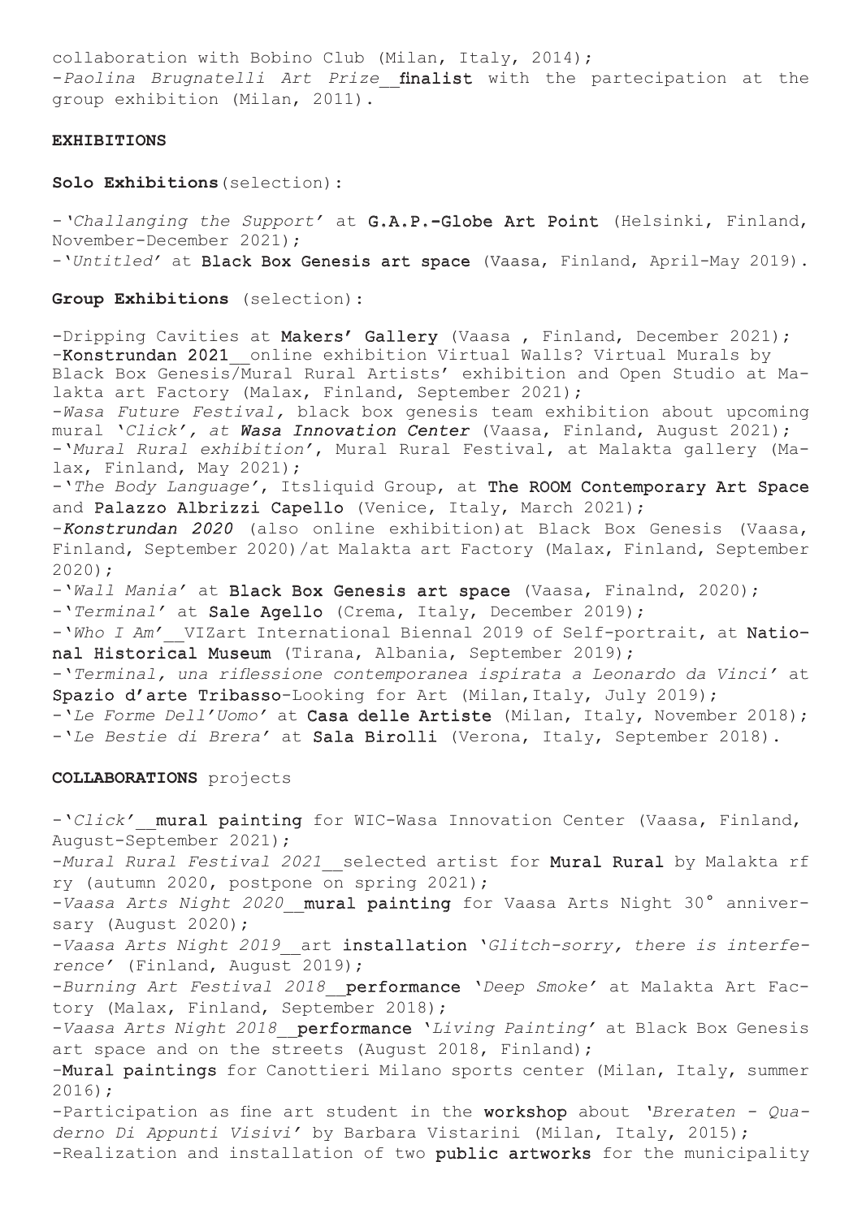collaboration with Bobino Club (Milan, Italy, 2014);
-*Paolina Brugnatelli Art Prize*__**finalist** with the partecipation at the group exhibition (Milan, 2011).

## EXHIBITIONS

### Solo Exhibitions (selection):

-'*Challanging the Support*' at **G.A.P.-Globe Art Point** (Helsinki, Finland, November-December 2021);
-'*Untitled*' at **Black Box Genesis art space** (Vaasa, Finland, April-May 2019).

### Group Exhibitions (selection):

-Dripping Cavities at **Makers' Gallery** (Vaasa , Finland, December 2021);
-**Konstrundan 2021**__online exhibition Virtual Walls? Virtual Murals by Black Box Genesis/Mural Rural Artists' exhibition and Open Studio at Malakta art Factory (Malax, Finland, September 2021);
-*Wasa Future Festival,* black box genesis team exhibition about upcoming mural *'Click', at* ***Wasa Innovation Center*** (Vaasa, Finland, August 2021);
-'*Mural Rural exhibition*', Mural Rural Festival, at Malakta gallery (Malax, Finland, May 2021);
-'*The Body Language*', Itsliquid Group, at **The ROOM Contemporary Art Space** and **Palazzo Albrizzi Capello** (Venice, Italy, March 2021);
-***Konstrundan 2020*** (also online exhibition)at Black Box Genesis (Vaasa, Finland, September 2020)/at Malakta art Factory (Malax, Finland, September 2020);
-'*Wall Mania*' at **Black Box Genesis art space** (Vaasa, Finalnd, 2020);
-'*Terminal*' at **Sale Agello** (Crema, Italy, December 2019);
-'*Who I Am*'__VIZart International Biennal 2019 of Self-portrait, at **National Historical Museum** (Tirana, Albania, September 2019);
-'*Terminal, una riflessione contemporanea ispirata a Leonardo da Vinci*' at **Spazio d'arte Tribasso**-Looking for Art (Milan,Italy, July 2019);
-'*Le Forme Dell'Uomo*' at **Casa delle Artiste** (Milan, Italy, November 2018);
-'*Le Bestie di Brera*' at **Sala Birolli** (Verona, Italy, September 2018).

## COLLABORATIONS projects

-'*Click*'__**mural painting** for WIC-Wasa Innovation Center (Vaasa, Finland, August-September 2021);
-*Mural Rural Festival 2021*__selected artist for **Mural Rural** by Malakta rf ry (autumn 2020, postpone on spring 2021);
-*Vaasa Arts Night 2020*__**mural painting** for Vaasa Arts Night 30° anniversary (August 2020);
-*Vaasa Arts Night 2019*__art **installation** '*Glitch-sorry, there is interference*' (Finland, August 2019);
-*Burning Art Festival 2018*__**performance** '*Deep Smoke*' at Malakta Art Factory (Malax, Finland, September 2018);
-*Vaasa Arts Night 2018*__**performance** '*Living Painting*' at Black Box Genesis art space and on the streets (August 2018, Finland);
-**Mural paintings** for Canottieri Milano sports center (Milan, Italy, summer 2016);
-Participation as fine art student in the **workshop** about *'Breraten - Quaderno Di Appunti Visivi'* by Barbara Vistarini (Milan, Italy, 2015);
-Realization and installation of two **public artworks** for the municipality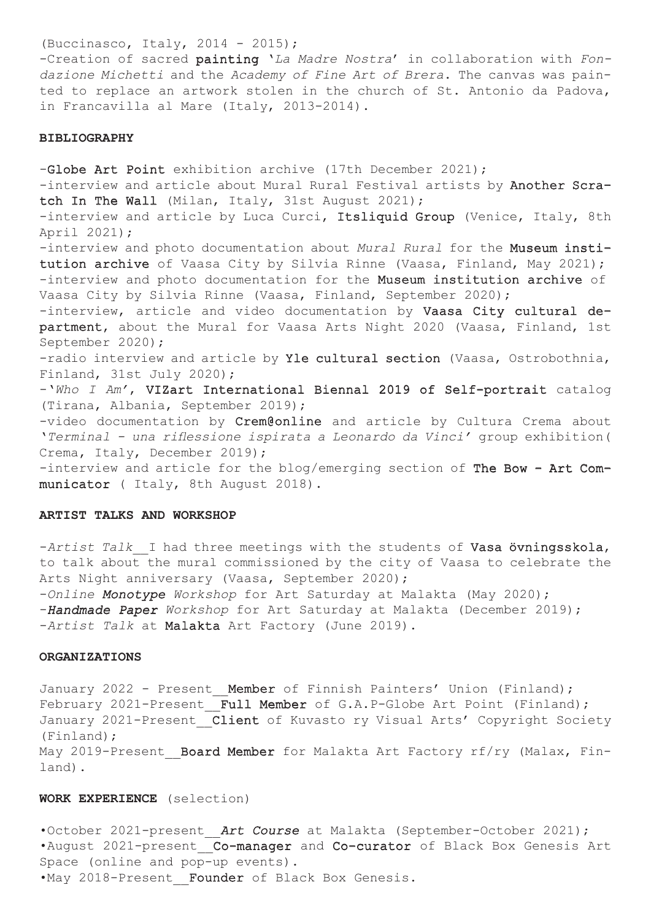(Buccinasco, Italy, 2014 - 2015);
-Creation of sacred **painting** '*La Madre Nostra*' in collaboration with *Fondazione Michetti* and the *Academy of Fine Art of Brera*. The canvas was painted to replace an artwork stolen in the church of St. Antonio da Padova, in Francavilla al Mare (Italy, 2013-2014).

**BIBLIOGRAPHY**

-**Globe Art Point** exhibition archive (17th December 2021);
-interview and article about Mural Rural Festival artists by **Another Scratch In The Wall** (Milan, Italy, 31st August 2021);
-interview and article by Luca Curci, **Itsliquid Group** (Venice, Italy, 8th April 2021);
-interview and photo documentation about *Mural Rural* for the **Museum institution archive** of Vaasa City by Silvia Rinne (Vaasa, Finland, May 2021);
-interview and photo documentation for the **Museum institution archive** of Vaasa City by Silvia Rinne (Vaasa, Finland, September 2020);
-interview, article and video documentation by **Vaasa City cultural department**, about the Mural for Vaasa Arts Night 2020 (Vaasa, Finland, 1st September 2020);
-radio interview and article by **Yle cultural section** (Vaasa, Ostrobothnia, Finland, 31st July 2020);
-'*Who I Am*', **VIZart International Biennal 2019 of Self-portrait** catalog (Tirana, Albania, September 2019);
-video documentation by **Crem@online** and article by Cultura Crema about '*Terminal - una riflessione ispirata a Leonardo da Vinci*' group exhibition( Crema, Italy, December 2019);
-interview and article for the blog/emerging section of **The Bow - Art Communicator** ( Italy, 8th August 2018).

**ARTIST TALKS AND WORKSHOP**

-*Artist Talk*__I had three meetings with the students of **Vasa övningsskola**, to talk about the mural commissioned by the city of Vaasa to celebrate the Arts Night anniversary (Vaasa, September 2020);
-*Online* ***Monotype*** *Workshop* for Art Saturday at Malakta (May 2020);
-***Handmade Paper*** *Workshop* for Art Saturday at Malakta (December 2019);
-*Artist Talk* at **Malakta** Art Factory (June 2019).

**ORGANIZATIONS**

January 2022 - Present__**Member** of Finnish Painters' Union (Finland);
February 2021-Present__**Full Member** of G.A.P-Globe Art Point (Finland);
January 2021-Present__**Client** of Kuvasto ry Visual Arts' Copyright Society (Finland);
May 2019-Present__**Board Member** for Malakta Art Factory rf/ry (Malax, Finland).

**WORK EXPERIENCE** (selection)

•October 2021-present__***Art Course*** at Malakta (September-October 2021);
•August 2021-present__**Co-manager** and **Co-curator** of Black Box Genesis Art Space (online and pop-up events).
•May 2018-Present__**Founder** of Black Box Genesis.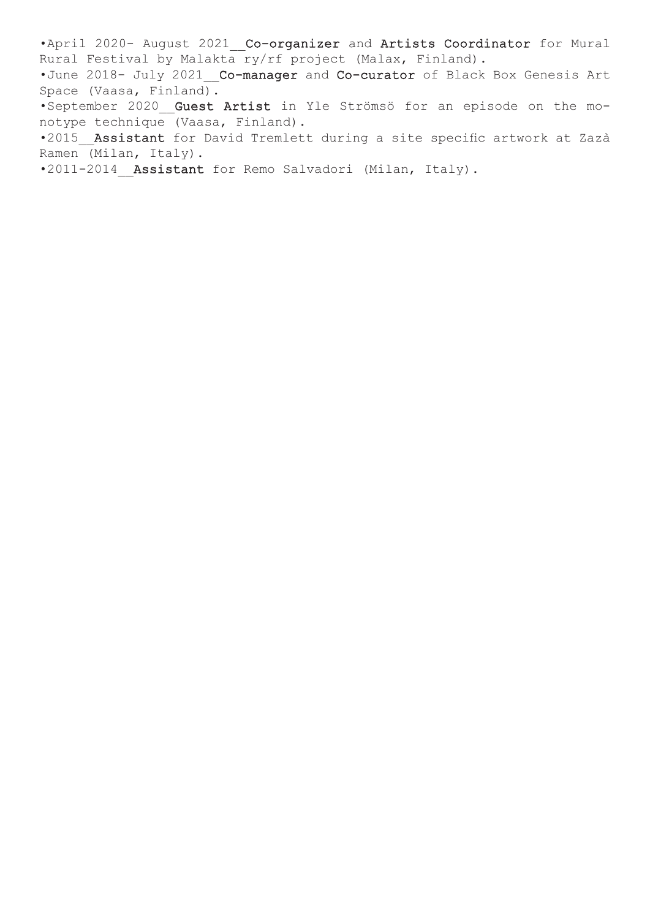•April 2020- August 2021__**Co-organizer** and **Artists Coordinator** for Mural Rural Festival by Malakta ry/rf project (Malax, Finland).

•June 2018- July 2021__**Co-manager** and **Co-curator** of Black Box Genesis Art Space (Vaasa, Finland).

•September 2020__**Guest Artist** in Yle Strömsö for an episode on the mo-notype technique (Vaasa, Finland).

•2015__**Assistant** for David Tremlett during a site specific artwork at Zazà Ramen (Milan, Italy).

•2011-2014__**Assistant** for Remo Salvadori (Milan, Italy).